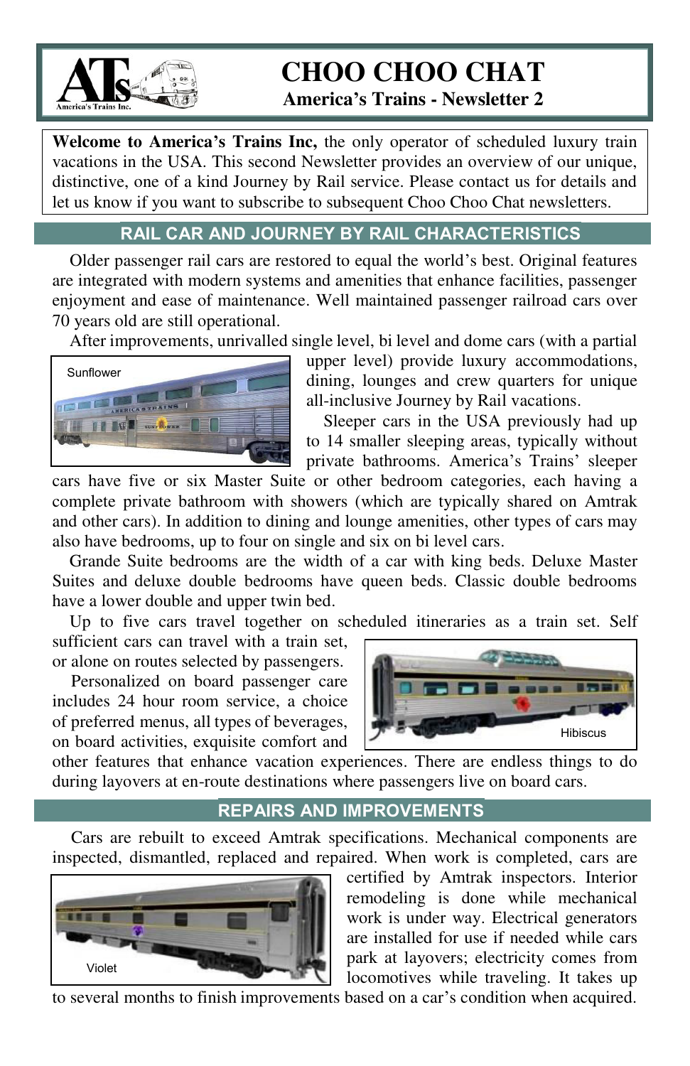# CHOO CHOO CHAT

## America's Trains - Newsletter 2

**Welcome to America's Trains Inc,** the only operator of scheduled luxury train vacations in the USA. This second Newsletter provides an overview of our unique, distinctive, one of a kind Journey by Rail service. Please contact us for details and let us know if you want to subscribe to subsequent Choo Choo Chat newsletters.

## RAIL CAR AND JOURNEY BY RAIL CHARACTERISTICS

Older passenger rail cars are restored to equal the world's best. Original features are integrated with modern systems and amenities that enhance facilities, passenger enjoyment and ease of maintenance. Well maintained passenger railroad cars over 70 years old are still operational.

After improvements, unrivalled single level, bi level and dome cars (with a partial upper level) provide luxury accommodations, dining, lounges and crew quarters for unique all-inclusive Journey by Rail vacations.

Sunflower

Sleeper cars in the USA previously had up to 14 smaller sleeping areas, typically without private bathrooms. America's Trains' sleeper cars have five or six Master Suite or other bedroom categories, each having a complete private bathroom with showers (which are typically shared on Amtrak and other cars). In addition to dining and lounge amenities, other types of cars may also have bedrooms, up to four on single and six on bi level cars.

Grande Suite bedrooms are the width of a car with king beds. Deluxe Master Suites and deluxe double bedrooms have queen beds. Classic double bedrooms have a lower double and upper twin bed.

Up to five cars travel together on scheduled itineraries as a train set. Self sufficient cars can travel with a train set, or alone on routes selected by passengers.

Personalized on board passenger care includes 24 hour room service, a choice of preferred menus, all types of beverages, on board activities, exquisite comfort and other features that enhance vacation experiences. There are endless things to do during layovers at en-route destinations where passengers live on board cars.

Hibiscus

## REPAIRS AND IMPROVEMENTS

Cars are rebuilt to exceed Amtrak specifications. Mechanical components are inspected, dismantled, replaced and repaired. When work is completed, cars are certified by Amtrak inspectors. Interior remodeling is done while mechanical work is under way. Electrical generators are installed for use if needed while cars park at layovers; electricity comes from locomotives while traveling. It takes up to several months to finish improvements based on a car's condition when acquired.

Violet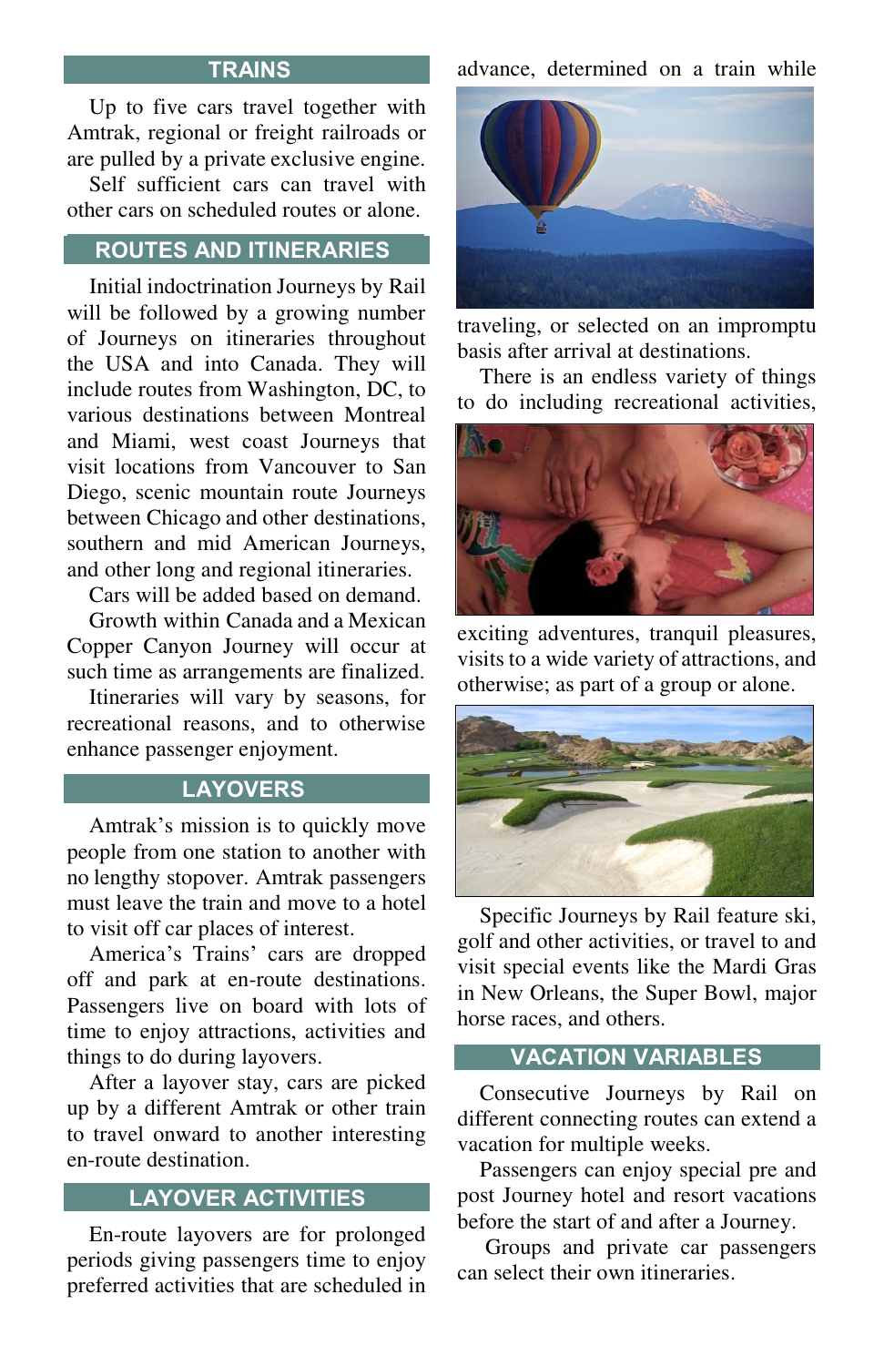## TRAINS

Up to five cars travel together with Amtrak, regional or freight railroads or are pulled by a private exclusive engine.

Self sufficient cars can travel with other cars on scheduled routes or alone.

## ROUTES AND ITINERARIES

Initial indoctrination Journeys by Rail will be followed by a growing number of Journeys on itineraries throughout the USA and into Canada. They will include routes from Washington, DC, to various destinations between Montreal and Miami, west coast Journeys that visit locations from Vancouver to San Diego, scenic mountain route Journeys between Chicago and other destinations, southern and mid American Journeys, and other long and regional itineraries.

Cars will be added based on demand.

Growth within Canada and a Mexican Copper Canyon Journey will occur at such time as arrangements are finalized.

Itineraries will vary by seasons, for recreational reasons, and to otherwise enhance passenger enjoyment.

## LAYOVERS

Amtrak's mission is to quickly move people from one station to another with no lengthy stopover. Amtrak passengers must leave the train and move to a hotel to visit off car places of interest.

America's Trains' cars are dropped off and park at en-route destinations. Passengers live on board with lots of time to enjoy attractions, activities and things to do during layovers.

After a layover stay, cars are picked up by a different Amtrak or other train to travel onward to another interesting en-route destination.

## LAYOVER ACTIVITIES

En-route layovers are for prolonged periods giving passengers time to enjoy preferred activities that are scheduled in advance, determined on a train while traveling, or selected on an impromptu basis after arrival at destinations.

There is an endless variety of things to do including recreational activities, exciting adventures, tranquil pleasures, visits to a wide variety of attractions, and otherwise; as part of a group or alone.

Specific Journeys by Rail feature ski, golf and other activities, or travel to and visit special events like the Mardi Gras in New Orleans, the Super Bowl, major horse races, and others.

## VACATION VARIABLES

Consecutive Journeys by Rail on different connecting routes can extend a vacation for multiple weeks.

Passengers can enjoy special pre and post Journey hotel and resort vacations before the start of and after a Journey.

Groups and private car passengers can select their own itineraries.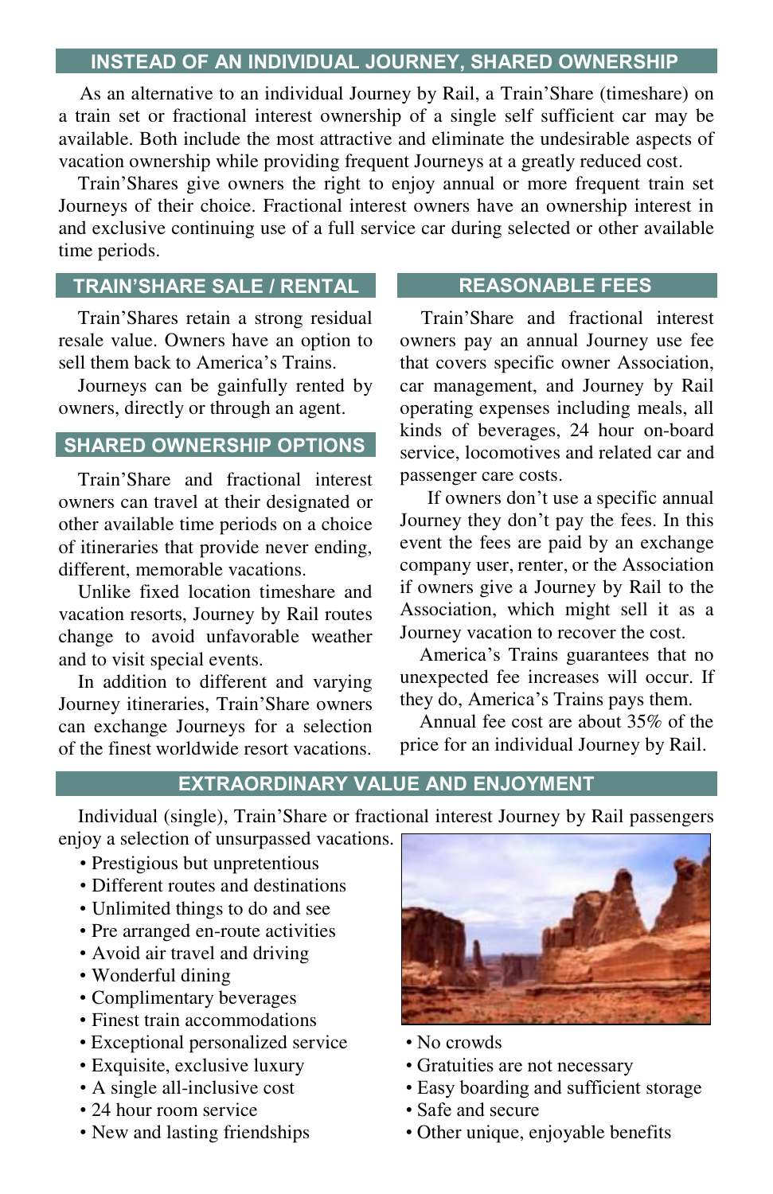## INSTEAD OF AN INDIVIDUAL JOURNEY, SHARED OWNERSHIP

As an alternative to an individual Journey by Rail, a Train'Share (timeshare) on a train set or fractional interest ownership of a single self sufficient car may be available. Both include the most attractive and eliminate the undesirable aspects of vacation ownership while providing frequent Journeys at a greatly reduced cost.

Train'Shares give owners the right to enjoy annual or more frequent train set Journeys of their choice. Fractional interest owners have an ownership interest in and exclusive continuing use of a full service car during selected or other available time periods.

## TRAIN'SHARE SALE / RENTAL

Train'Shares retain a strong residual resale value. Owners have an option to sell them back to America's Trains.

Journeys can be gainfully rented by owners, directly or through an agent.

## SHARED OWNERSHIP OPTIONS

Train'Share and fractional interest owners can travel at their designated or other available time periods on a choice of itineraries that provide never ending, different, memorable vacations.

Unlike fixed location timeshare and vacation resorts, Journey by Rail routes change to avoid unfavorable weather and to visit special events.

In addition to different and varying Journey itineraries, Train'Share owners can exchange Journeys for a selection of the finest worldwide resort vacations.

## REASONABLE FEES

Train'Share and fractional interest owners pay an annual Journey use fee that covers specific owner Association, car management, and Journey by Rail operating expenses including meals, all kinds of beverages, 24 hour on-board service, locomotives and related car and passenger care costs.

If owners don't use a specific annual Journey they don't pay the fees. In this event the fees are paid by an exchange company user, renter, or the Association if owners give a Journey by Rail to the Association, which might sell it as a Journey vacation to recover the cost.

America's Trains guarantees that no unexpected fee increases will occur. If they do, America's Trains pays them.

Annual fee cost are about 35% of the price for an individual Journey by Rail.

## EXTRAORDINARY VALUE AND ENJOYMENT

Individual (single), Train'Share or fractional interest Journey by Rail passengers enjoy a selection of unsurpassed vacations.

- Prestigious but unpretentious
- Different routes and destinations
- Unlimited things to do and see
- Pre arranged en-route activities
- Avoid air travel and driving
- Wonderful dining
- Complimentary beverages
- Finest train accommodations
- Exceptional personalized service
- Exquisite, exclusive luxury
- A single all-inclusive cost
- 24 hour room service
- New and lasting friendships
- No crowds
- Gratuities are not necessary
- Easy boarding and sufficient storage
- Safe and secure
- Other unique, enjoyable benefits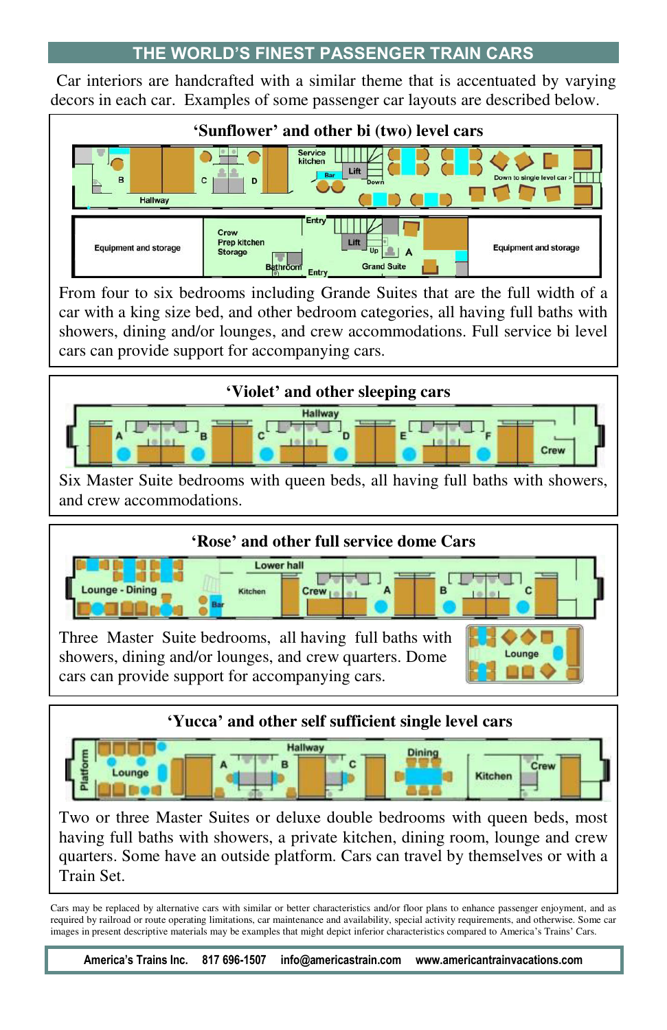## THE WORLD'S FINEST PASSENGER TRAIN CARS

Car interiors are handcrafted with a similar theme that is accentuated by varying decors in each car. Examples of some passenger car layouts are described below.

### 'Sunflower' and other bi (two) level cars

B
Hallway
C
D
Service kitchen
Bar
Lift
Down
Down to single level car >
Equipment and storage
Crew
Prep kitchen
Storage
Entry
Bathroom
Entry
Lift
Up
A
Grand Suite
Equipment and storage

From four to six bedrooms including Grande Suites that are the full width of a car with a king size bed, and other bedroom categories, all having full baths with showers, dining and/or lounges, and crew accommodations. Full service bi level cars can provide support for accompanying cars.

### 'Violet' and other sleeping cars

Hallway
A
B
C
D
E
F
Crew

Six Master Suite bedrooms with queen beds, all having full baths with showers, and crew accommodations.

### 'Rose' and other full service dome Cars

Lounge - Dining
Bar
Kitchen
Lower hall
Crew
A
B
C
Lounge

Three Master Suite bedrooms, all having full baths with showers, dining and/or lounges, and crew quarters. Dome cars can provide support for accompanying cars.

### 'Yucca' and other self sufficient single level cars

Platform
Lounge
Hallway
A
B
C
Dining
Kitchen
Crew

Two or three Master Suites or deluxe double bedrooms with queen beds, most having full baths with showers, a private kitchen, dining room, lounge and crew quarters. Some have an outside platform. Cars can travel by themselves or with a Train Set.

Cars may be replaced by alternative cars with similar or better characteristics and/or floor plans to enhance passenger enjoyment, and as required by railroad or route operating limitations, car maintenance and availability, special activity requirements, and otherwise. Some car images in present descriptive materials may be examples that might depict inferior characteristics compared to America's Trains' Cars.

**America's Trains Inc. 817 696-1507 info@americastrain.com www.americantrainvacations.com**